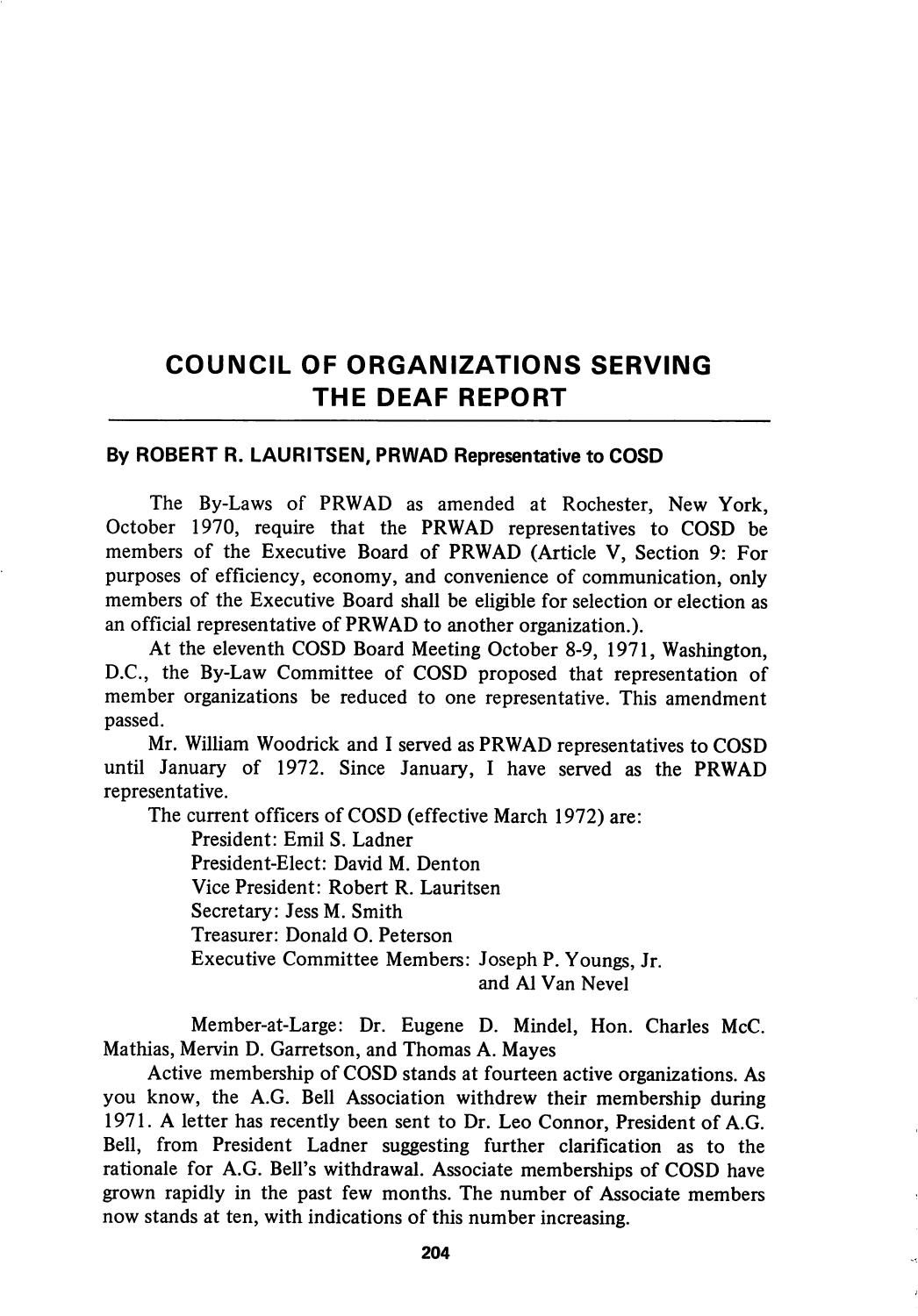# COUNCIL OF ORGANIZATIONS SERVING THE DEAF REPORT

**By ROBERT R. LAURITSEN, PRWAD Representative to COSD**

The By-Laws of PRWAD as amended at Rochester, New York, October 1970, require that the PRWAD representatives to COSD be members of the Executive Board of PRWAD (Article V, Section 9: For purposes of efficiency, economy, and convenience of communication, only members of the Executive Board shall be eligible for selection or election as an official representative of PRWAD to another organization.).

At the eleventh COSD Board Meeting October 8-9, 1971, Washington, D.C., the By-Law Committee of COSD proposed that representation of member organizations be reduced to one representative. This amendment passed.

Mr. William Woodrick and I served as PRWAD representatives to COSD until January of 1972. Since January, I have served as the PRWAD representative.

The current officers of COSD (effective March 1972) are:

President: Emil S. Ladner
President-Elect: David M. Denton
Vice President: Robert R. Lauritsen
Secretary: Jess M. Smith
Treasurer: Donald O. Peterson
Executive Committee Members: Joseph P. Youngs, Jr. and Al Van Nevel

Member-at-Large: Dr. Eugene D. Mindel, Hon. Charles McC. Mathias, Mervin D. Garretson, and Thomas A. Mayes

Active membership of COSD stands at fourteen active organizations. As you know, the A.G. Bell Association withdrew their membership during 1971. A letter has recently been sent to Dr. Leo Connor, President of A.G. Bell, from President Ladner suggesting further clarification as to the rationale for A.G. Bell's withdrawal. Associate memberships of COSD have grown rapidly in the past few months. The number of Associate members now stands at ten, with indications of this number increasing.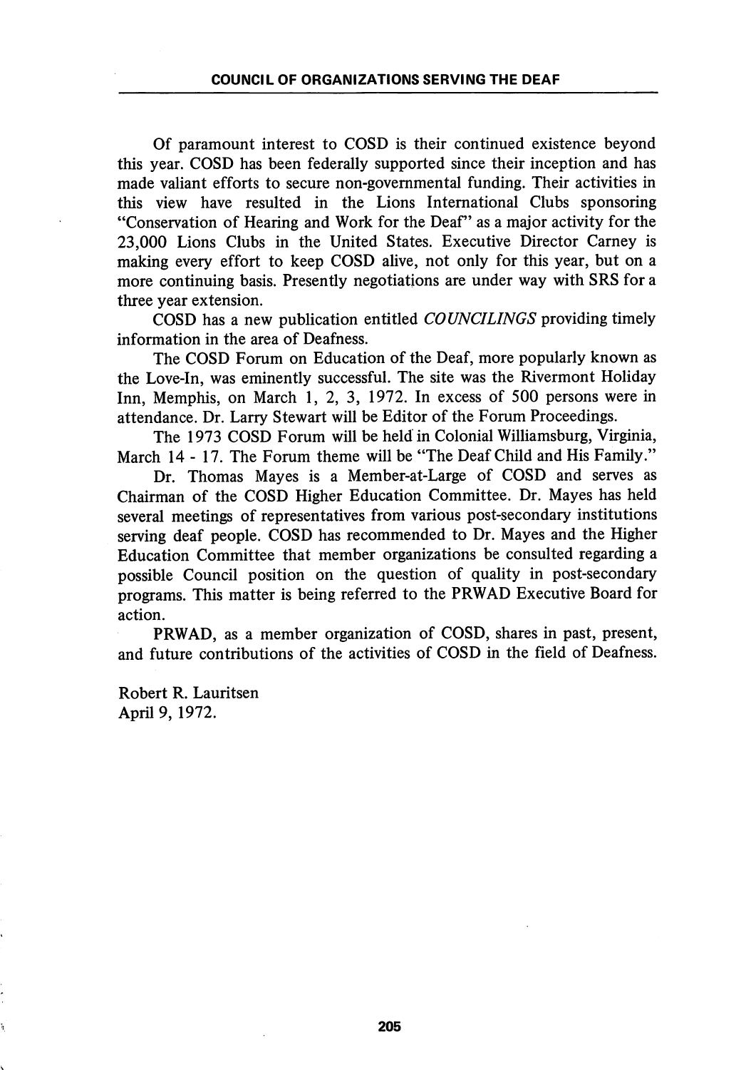Of paramount interest to COSD is their continued existence beyond this year. COSD has been federally supported since their inception and has made valiant efforts to secure non-governmental funding. Their activities in this view have resulted in the Lions International Clubs sponsoring "Conservation of Hearing and Work for the Deaf" as a major activity for the 23,000 Lions Clubs in the United States. Executive Director Carney is making every effort to keep COSD alive, not only for this year, but on a more continuing basis. Presently negotiations are under way with SRS for a three year extension.

COSD has a new publication entitled *COUNCILINGS* providing timely information in the area of Deafness.

The COSD Forum on Education of the Deaf, more popularly known as the Love-In, was eminently successful. The site was the Rivermont Holiday Inn, Memphis, on March 1, 2, 3, 1972. In excess of 500 persons were in attendance. Dr. Larry Stewart will be Editor of the Forum Proceedings.

The 1973 COSD Forum will be held in Colonial Williamsburg, Virginia, March 14 - 17. The Forum theme will be "The Deaf Child and His Family."

Dr. Thomas Mayes is a Member-at-Large of COSD and serves as Chairman of the COSD Higher Education Committee. Dr. Mayes has held several meetings of representatives from various post-secondary institutions serving deaf people. COSD has recommended to Dr. Mayes and the Higher Education Committee that member organizations be consulted regarding a possible Council position on the question of quality in post-secondary programs. This matter is being referred to the PRWAD Executive Board for action.

PRWAD, as a member organization of COSD, shares in past, present, and future contributions of the activities of COSD in the field of Deafness.

Robert R. Lauritsen
April 9, 1972.